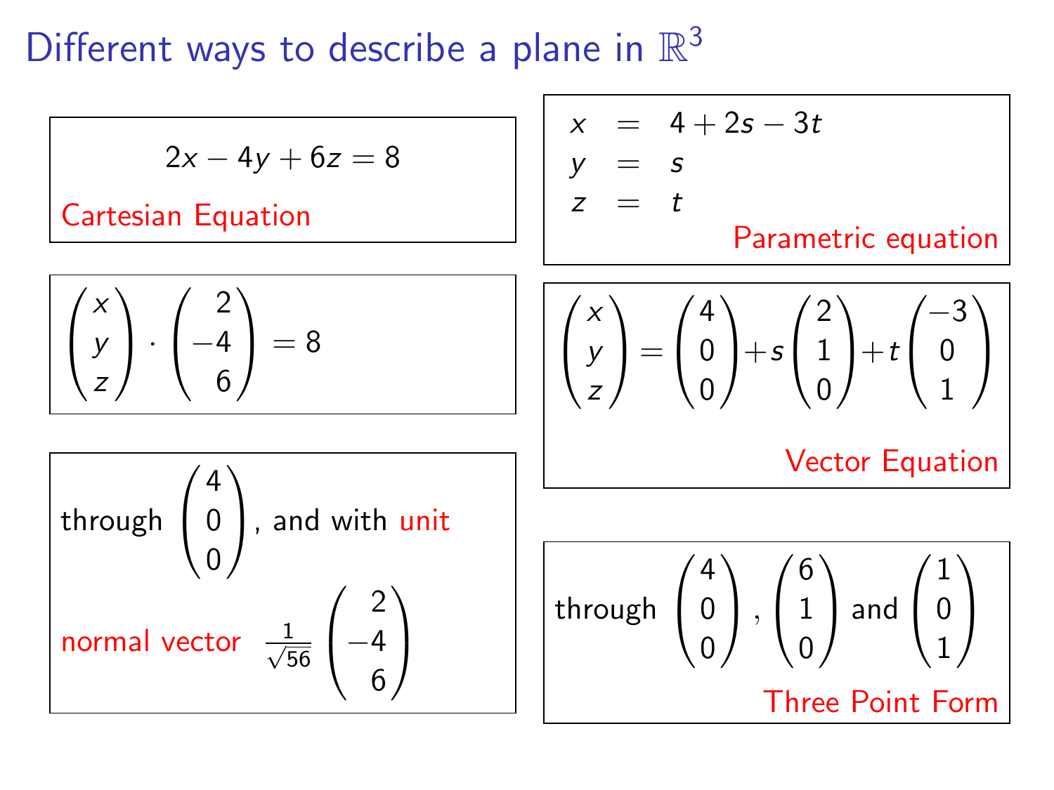# Different ways to describe a plane in $\mathbb{R}^3$

$$2x - 4y + 6z = 8$$

Cartesian Equation

$$\begin{aligned} x &= 4 + 2s - 3t \\ y &= s \\ z &= t \end{aligned}$$

Parametric equation

$$\begin{pmatrix} x \\ y \\ z \end{pmatrix} \cdot \begin{pmatrix} 2 \\ -4 \\ 6 \end{pmatrix} = 8$$

$$\begin{pmatrix} x \\ y \\ z \end{pmatrix} = \begin{pmatrix} 4 \\ 0 \\ 0 \end{pmatrix} + s \begin{pmatrix} 2 \\ 1 \\ 0 \end{pmatrix} + t \begin{pmatrix} -3 \\ 0 \\ 1 \end{pmatrix}$$

Vector Equation

through $\begin{pmatrix} 4 \\ 0 \\ 0 \end{pmatrix}$, and with unit normal vector $\frac{1}{\sqrt{56}} \begin{pmatrix} 2 \\ -4 \\ 6 \end{pmatrix}$

through $\begin{pmatrix} 4 \\ 0 \\ 0 \end{pmatrix}$, $\begin{pmatrix} 6 \\ 1 \\ 0 \end{pmatrix}$ and $\begin{pmatrix} 1 \\ 0 \\ 1 \end{pmatrix}$

Three Point Form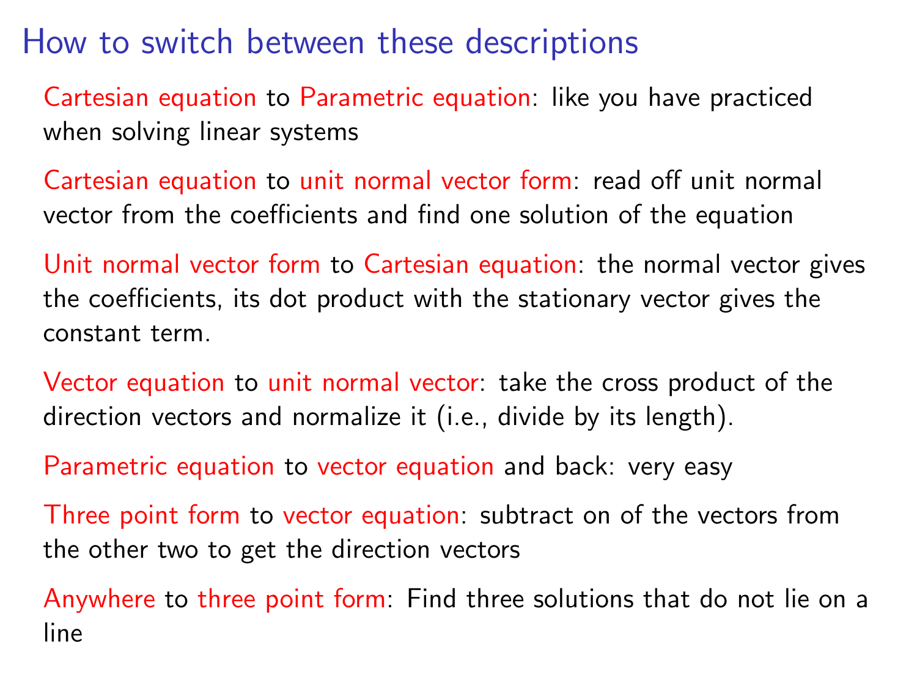# How to switch between these descriptions

Cartesian equation to Parametric equation: like you have practiced when solving linear systems

Cartesian equation to unit normal vector form: read off unit normal vector from the coefficients and find one solution of the equation

Unit normal vector form to Cartesian equation: the normal vector gives the coefficients, its dot product with the stationary vector gives the constant term.

Vector equation to unit normal vector: take the cross product of the direction vectors and normalize it (i.e., divide by its length).

Parametric equation to vector equation and back: very easy

Three point form to vector equation: subtract on of the vectors from the other two to get the direction vectors

Anywhere to three point form: Find three solutions that do not lie on a line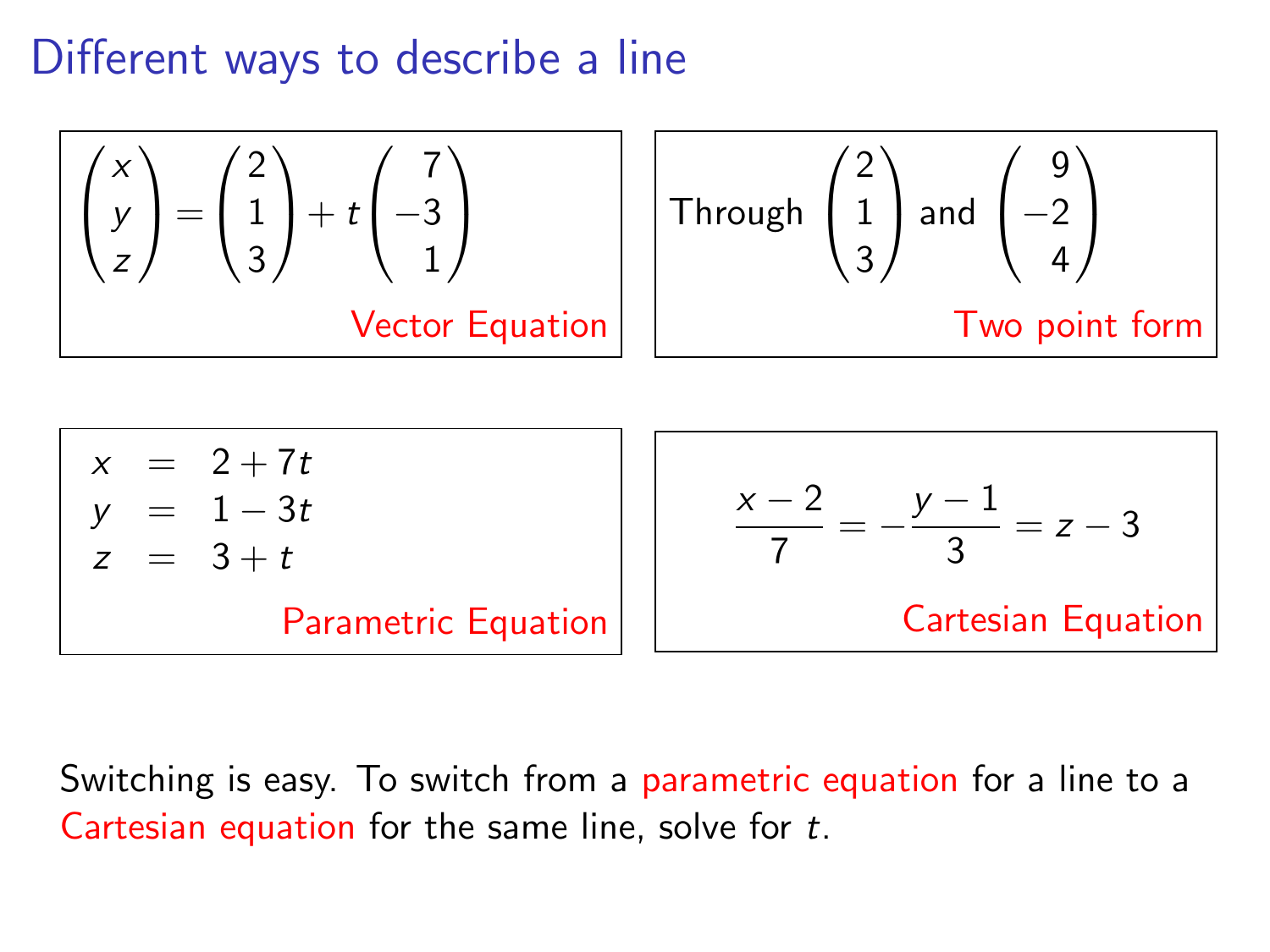# Different ways to describe a line

$$\begin{pmatrix} x \\ y \\ z \end{pmatrix} = \begin{pmatrix} 2 \\ 1 \\ 3 \end{pmatrix} + t \begin{pmatrix} 7 \\ -3 \\ 1 \end{pmatrix}$$

Vector Equation

Through $\begin{pmatrix} 2 \\ 1 \\ 3 \end{pmatrix}$ and $\begin{pmatrix} 9 \\ -2 \\ 4 \end{pmatrix}$

Two point form

$$\begin{aligned} x &= 2 + 7t \\ y &= 1 - 3t \\ z &= 3 + t \end{aligned}$$

Parametric Equation

$$\frac{x-2}{7} = -\frac{y-1}{3} = z - 3$$

Cartesian Equation

Switching is easy. To switch from a parametric equation for a line to a Cartesian equation for the same line, solve for $t$.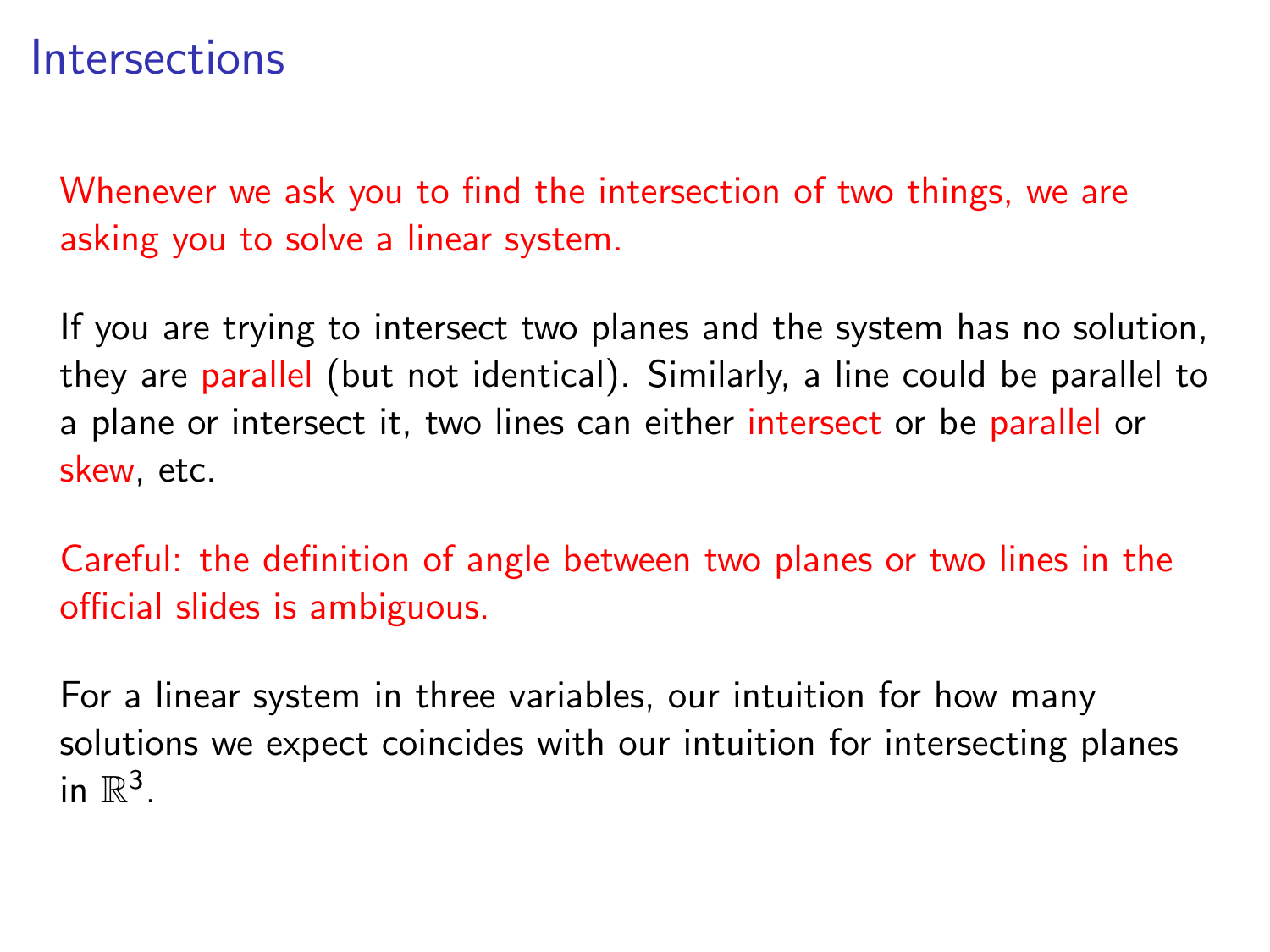# Intersections

Whenever we ask you to find the intersection of two things, we are asking you to solve a linear system.

If you are trying to intersect two planes and the system has no solution, they are parallel (but not identical). Similarly, a line could be parallel to a plane or intersect it, two lines can either intersect or be parallel or skew, etc.

Careful: the definition of angle between two planes or two lines in the official slides is ambiguous.

For a linear system in three variables, our intuition for how many solutions we expect coincides with our intuition for intersecting planes in $\mathbb{R}^3$.